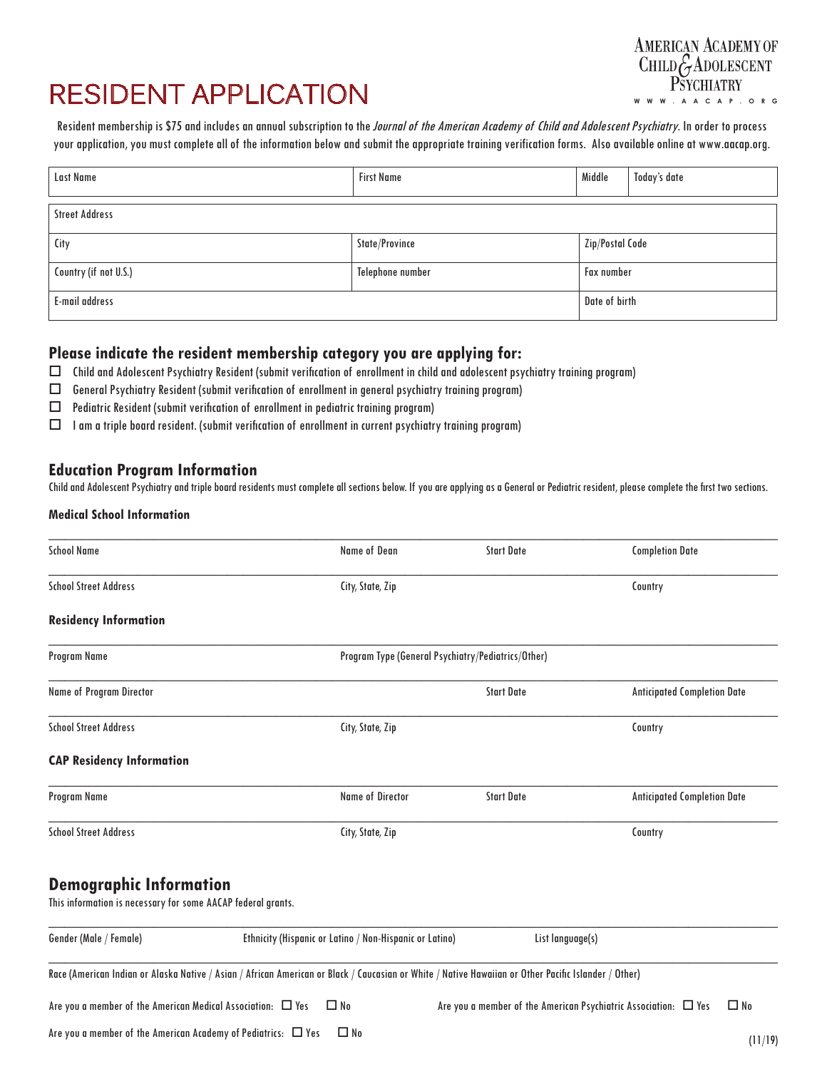# RESIDENT APPLICATION

AMERICAN ACADEMY OF CHILD & ADOLESCENT PSYCHIATRY
WWW.AACAP.ORG

Resident membership is $75 and includes an annual subscription to the *Journal of the American Academy of Child and Adolescent Psychiatry*. In order to process your application, you must complete all of the information below and submit the appropriate training verification forms. Also available online at www.aacap.org.

| Last Name | First Name | Middle | Today's date |
|---|---|---|---|

| Street Address | | |
|---|---|---|
| City | State/Province | Zip/Postal Code |
| Country (if not U.S.) | Telephone number | Fax number |
| E-mail address | | Date of birth |

## Please indicate the resident membership category you are applying for:

- ☐ Child and Adolescent Psychiatry Resident (submit verification of enrollment in child and adolescent psychiatry training program)
- ☐ General Psychiatry Resident (submit verification of enrollment in general psychiatry training program)
- ☐ Pediatric Resident (submit verification of enrollment in pediatric training program)
- ☐ I am a triple board resident. (submit verification of enrollment in current psychiatry training program)

## Education Program Information

Child and Adolescent Psychiatry and triple board residents must complete all sections below. If you are applying as a General or Pediatric resident, please complete the first two sections.

### Medical School Information

| School Name | Name of Dean | Start Date | Completion Date |
|---|---|---|---|
| School Street Address | City, State, Zip | | Country |

### Residency Information

| Program Name | Program Type (General Psychiatry/Pediatrics/Other) | | |
|---|---|---|---|
| Name of Program Director | | Start Date | Anticipated Completion Date |
| School Street Address | City, State, Zip | | Country |

### CAP Residency Information

| Program Name | Name of Director | Start Date | Anticipated Completion Date |
|---|---|---|---|
| School Street Address | City, State, Zip | | Country |

## Demographic Information

This information is necessary for some AACAP federal grants.

| Gender (Male / Female) | Ethnicity (Hispanic or Latino / Non-Hispanic or Latino) | List language(s) |
|---|---|---|

Race (American Indian or Alaska Native / Asian / African American or Black / Caucasian or White / Native Hawaiian or Other Pacific Islander / Other)

Are you a member of the American Medical Association: ☐ Yes ☐ No

Are you a member of the American Psychiatric Association: ☐ Yes ☐ No

Are you a member of the American Academy of Pediatrics: ☐ Yes ☐ No

(11/19)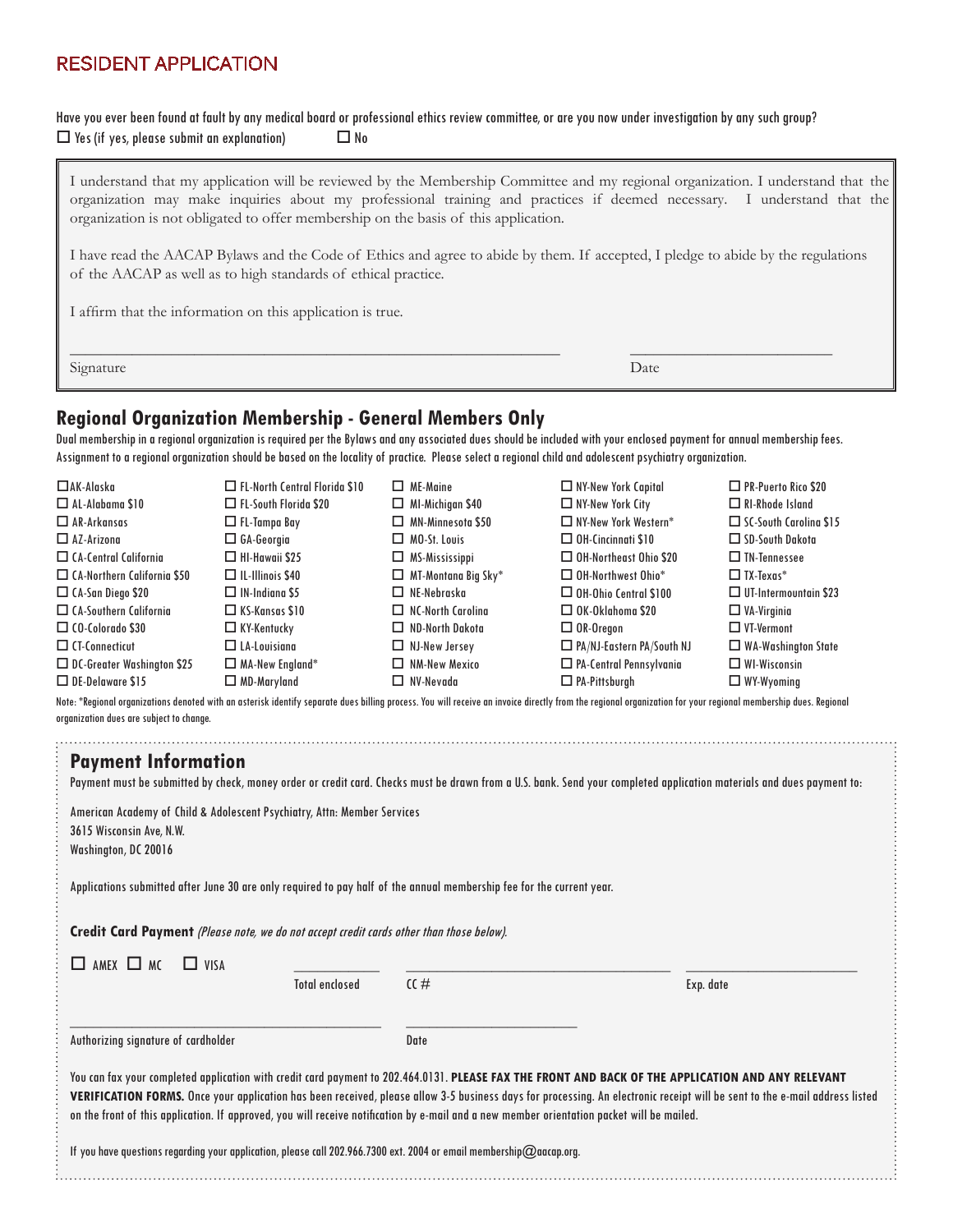## RESIDENT APPLICATION

Have you ever been found at fault by any medical board or professional ethics review committee, or are you now under investigation by any such group?

☐ Yes (if yes, please submit an explanation) ☐ No

I understand that my application will be reviewed by the Membership Committee and my regional organization. I understand that the organization may make inquiries about my professional training and practices if deemed necessary. I understand that the organization is not obligated to offer membership on the basis of this application.

I have read the AACAP Bylaws and the Code of Ethics and agree to abide by them. If accepted, I pledge to abide by the regulations of the AACAP as well as to high standards of ethical practice.

I affirm that the information on this application is true.

\_\_\_\_\_\_\_\_\_\_\_\_\_\_\_\_\_\_\_\_\_\_\_\_\_\_\_\_\_\_\_\_\_\_\_\_ \_\_\_\_\_\_\_\_\_\_\_\_\_\_\_\_\_\_\_\_

Signature Date

## Regional Organization Membership - General Members Only

Dual membership in a regional organization is required per the Bylaws and any associated dues should be included with your enclosed payment for annual membership fees. Assignment to a regional organization should be based on the locality of practice. Please select a regional child and adolescent psychiatry organization.

| | | | | |
|---|---|---|---|---|
| ☐ AK-Alaska | ☐ FL-North Central Florida $10 | ☐ ME-Maine | ☐ NY-New York Capital | ☐ PR-Puerto Rico $20 |
| ☐ AL-Alabama $10 | ☐ FL-South Florida $20 | ☐ MI-Michigan $40 | ☐ NY-New York City | ☐ RI-Rhode Island |
| ☐ AR-Arkansas | ☐ FL-Tampa Bay | ☐ MN-Minnesota $50 | ☐ NY-New York Western* | ☐ SC-South Carolina $15 |
| ☐ AZ-Arizona | ☐ GA-Georgia | ☐ MO-St. Louis | ☐ OH-Cincinnati $10 | ☐ SD-South Dakota |
| ☐ CA-Central California | ☐ HI-Hawaii $25 | ☐ MS-Mississippi | ☐ OH-Northeast Ohio $20 | ☐ TN-Tennessee |
| ☐ CA-Northern California $50 | ☐ IL-Illinois $40 | ☐ MT-Montana Big Sky* | ☐ OH-Northwest Ohio* | ☐ TX-Texas* |
| ☐ CA-San Diego $20 | ☐ IN-Indiana $5 | ☐ NE-Nebraska | ☐ OH-Ohio Central $100 | ☐ UT-Intermountain $23 |
| ☐ CA-Southern California | ☐ KS-Kansas $10 | ☐ NC-North Carolina | ☐ OK-Oklahoma $20 | ☐ VA-Virginia |
| ☐ CO-Colorado $30 | ☐ KY-Kentucky | ☐ ND-North Dakota | ☐ OR-Oregon | ☐ VT-Vermont |
| ☐ CT-Connecticut | ☐ LA-Louisiana | ☐ NJ-New Jersey | ☐ PA/NJ-Eastern PA/South NJ | ☐ WA-Washington State |
| ☐ DC-Greater Washington $25 | ☐ MA-New England* | ☐ NM-New Mexico | ☐ PA-Central Pennsylvania | ☐ WI-Wisconsin |
| ☐ DE-Delaware $15 | ☐ MD-Maryland | ☐ NV-Nevada | ☐ PA-Pittsburgh | ☐ WY-Wyoming |

Note: *Regional organizations denoted with an asterisk identify separate dues billing process. You will receive an invoice directly from the regional organization for your regional membership dues. Regional organization dues are subject to change.

## Payment Information

Payment must be submitted by check, money order or credit card. Checks must be drawn from a U.S. bank. Send your completed application materials and dues payment to:

American Academy of Child & Adolescent Psychiatry, Attn: Member Services
3615 Wisconsin Ave, N.W.
Washington, DC 20016

Applications submitted after June 30 are only required to pay half of the annual membership fee for the current year.

**Credit Card Payment** *(Please note, we do not accept credit cards other than those below).*

☐ AMEX ☐ MC ☐ VISA

\_\_\_\_\_\_\_\_\_\_ Total enclosed

\_\_\_\_\_\_\_\_\_\_\_\_\_\_\_\_\_\_\_\_ CC #

\_\_\_\_\_\_\_\_\_\_\_\_ Exp. date

\_\_\_\_\_\_\_\_\_\_\_\_\_\_\_\_\_\_\_\_\_\_\_\_ Authorizing signature of cardholder

\_\_\_\_\_\_\_\_\_\_\_\_ Date

You can fax your completed application with credit card payment to 202.464.0131. **PLEASE FAX THE FRONT AND BACK OF THE APPLICATION AND ANY RELEVANT VERIFICATION FORMS.** Once your application has been received, please allow 3-5 business days for processing. An electronic receipt will be sent to the e-mail address listed on the front of this application. If approved, you will receive notification by e-mail and a new member orientation packet will be mailed.

If you have questions regarding your application, please call 202.966.7300 ext. 2004 or email membership@aacap.org.